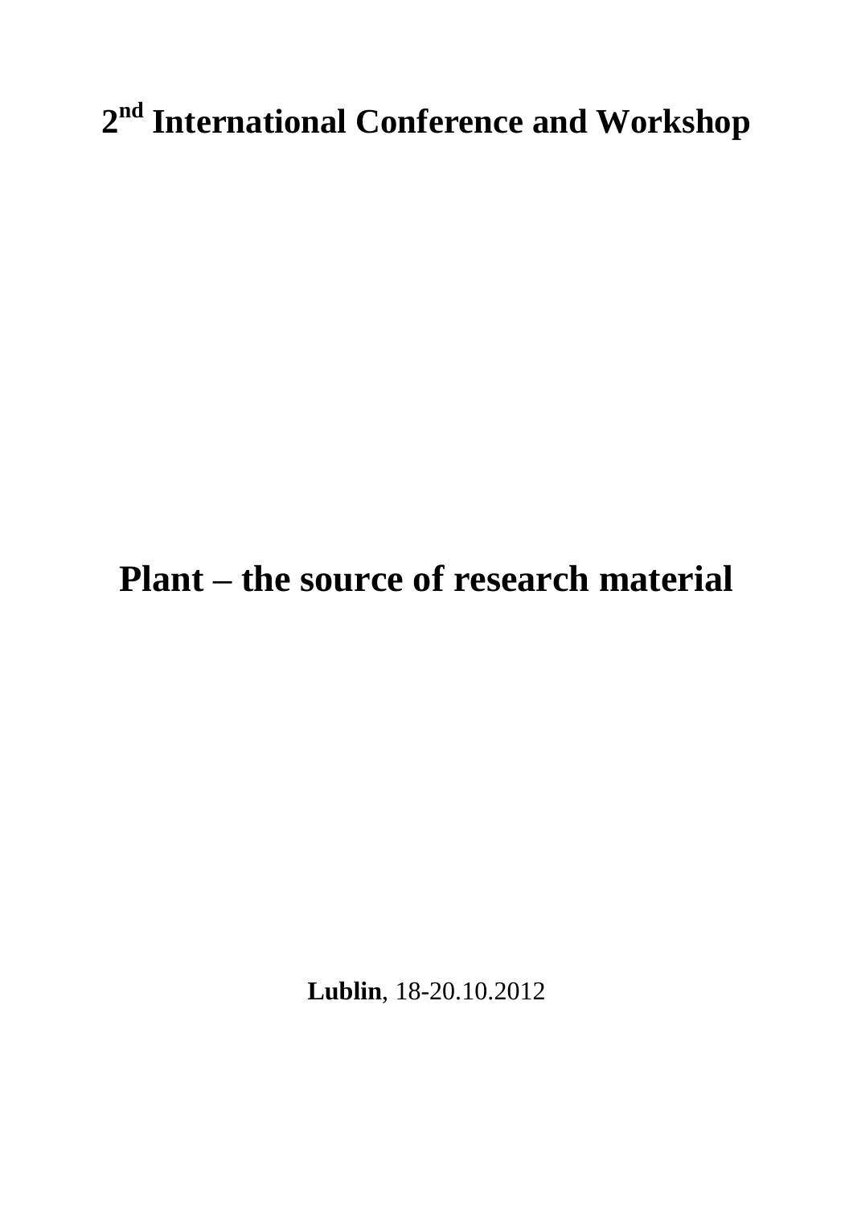# 2nd International Conference and Workshop

# Plant – the source of research material

**Lublin**, 18-20.10.2012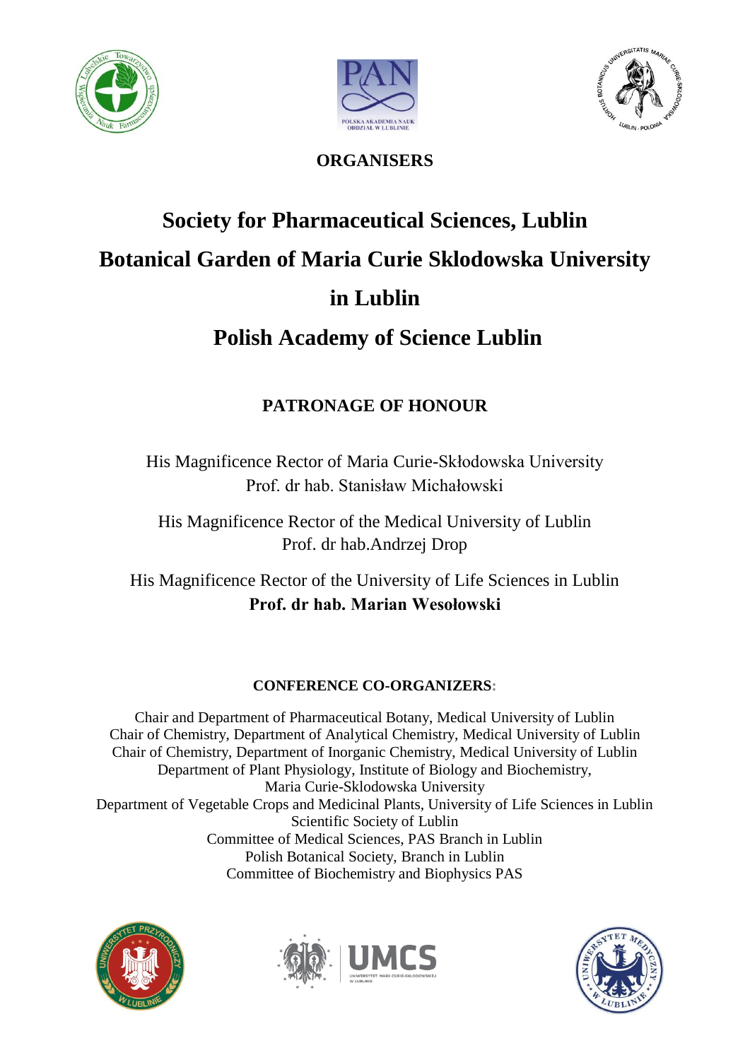## ORGANISERS

# Society for Pharmaceutical Sciences, Lublin

# Botanical Garden of Maria Curie Sklodowska University in Lublin

# Polish Academy of Science Lublin

## PATRONAGE OF HONOUR

His Magnificence Rector of Maria Curie-Skłodowska University
Prof. dr hab. Stanisław Michałowski

His Magnificence Rector of the Medical University of Lublin
Prof. dr hab.Andrzej Drop

His Magnificence Rector of the University of Life Sciences in Lublin
**Prof. dr hab. Marian Wesołowski**

### CONFERENCE CO-ORGANIZERS:

Chair and Department of Pharmaceutical Botany, Medical University of Lublin
Chair of Chemistry, Department of Analytical Chemistry, Medical University of Lublin
Chair of Chemistry, Department of Inorganic Chemistry, Medical University of Lublin
Department of Plant Physiology, Institute of Biology and Biochemistry, Maria Curie-Sklodowska University
Department of Vegetable Crops and Medicinal Plants, University of Life Sciences in Lublin
Scientific Society of Lublin
Committee of Medical Sciences, PAS Branch in Lublin
Polish Botanical Society, Branch in Lublin
Committee of Biochemistry and Biophysics PAS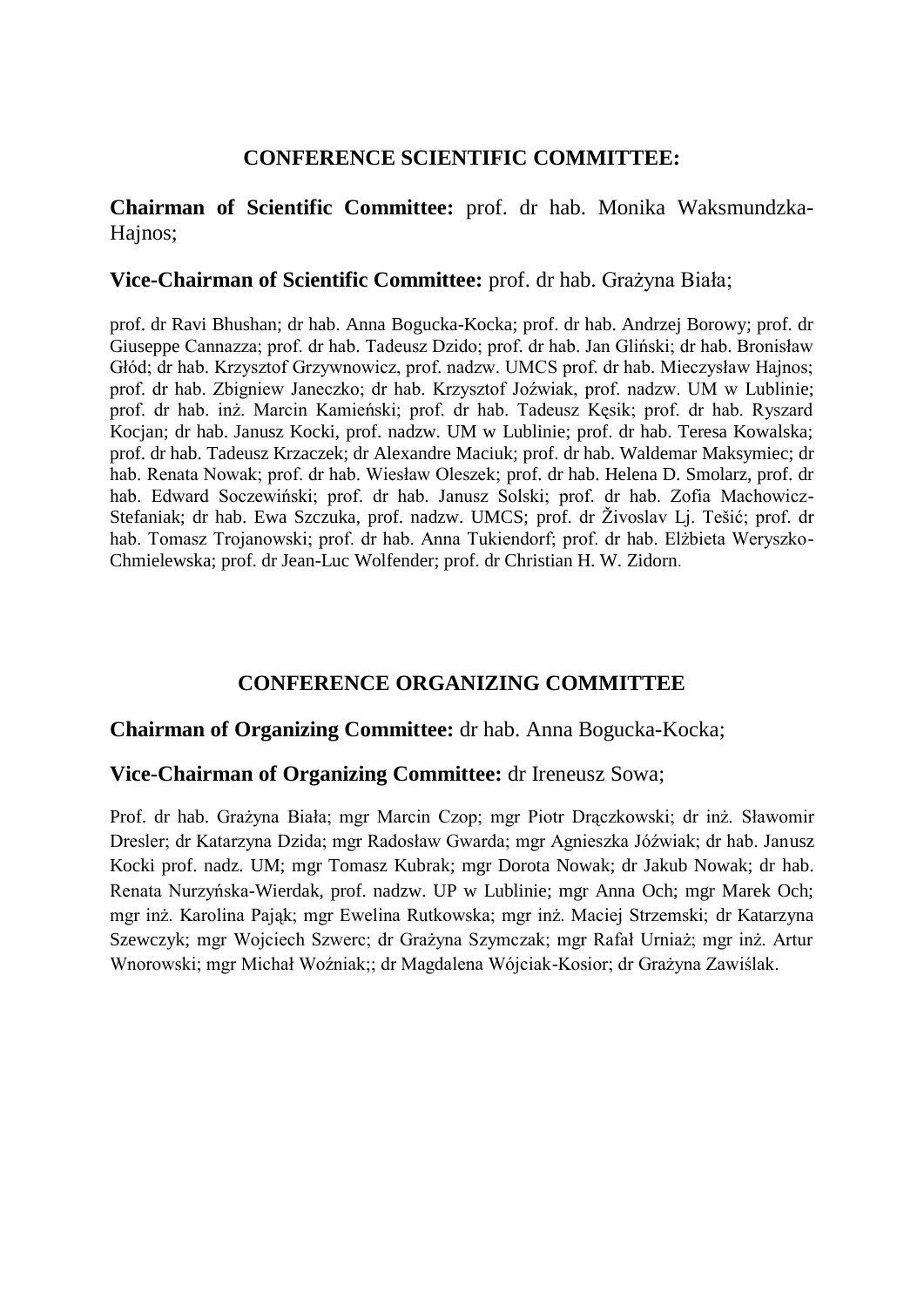## CONFERENCE SCIENTIFIC COMMITTEE:

**Chairman of Scientific Committee:** prof. dr hab. Monika Waksmundzka-Hajnos;

**Vice-Chairman of Scientific Committee:** prof. dr hab. Grażyna Biała;

prof. dr Ravi Bhushan; dr hab. Anna Bogucka-Kocka; prof. dr hab. Andrzej Borowy; prof. dr Giuseppe Cannazza; prof. dr hab. Tadeusz Dzido; prof. dr hab. Jan Gliński; dr hab. Bronisław Głód; dr hab. Krzysztof Grzywnowicz, prof. nadzw. UMCS prof. dr hab. Mieczysław Hajnos; prof. dr hab. Zbigniew Janeczko; dr hab. Krzysztof Jożwiak, prof. nadzw. UM w Lublinie; prof. dr hab. inż. Marcin Kamieński; prof. dr hab. Tadeusz Kęsik; prof. dr hab. Ryszard Kocjan; dr hab. Janusz Kocki, prof. nadzw. UM w Lublinie; prof. dr hab. Teresa Kowalska; prof. dr hab. Tadeusz Krzaczek; dr Alexandre Maciuk; prof. dr hab. Waldemar Maksymiec; dr hab. Renata Nowak; prof. dr hab. Wiesław Oleszek; prof. dr hab. Helena D. Smolarz, prof. dr hab. Edward Soczewiński; prof. dr hab. Janusz Solski; prof. dr hab. Zofia Machowicz-Stefaniak; dr hab. Ewa Szczuka, prof. nadzw. UMCS; prof. dr Živoslav Lj. Tešić; prof. dr hab. Tomasz Trojanowski; prof. dr hab. Anna Tukiendorf; prof. dr hab. Elżbieta Weryszko-Chmielewska; prof. dr Jean-Luc Wolfender; prof. dr Christian H. W. Zidorn.

## CONFERENCE ORGANIZING COMMITTEE

**Chairman of Organizing Committee:** dr hab. Anna Bogucka-Kocka;

**Vice-Chairman of Organizing Committee:** dr Ireneusz Sowa;

Prof. dr hab. Grażyna Biała; mgr Marcin Czop; mgr Piotr Drączkowski; dr inż. Sławomir Dresler; dr Katarzyna Dzida; mgr Radosław Gwarda; mgr Agnieszka Jóźwiak; dr hab. Janusz Kocki prof. nadz. UM; mgr Tomasz Kubrak; mgr Dorota Nowak; dr Jakub Nowak; dr hab. Renata Nurzyńska-Wierdak, prof. nadzw. UP w Lublinie; mgr Anna Och; mgr Marek Och; mgr inż. Karolina Pająk; mgr Ewelina Rutkowska; mgr inż. Maciej Strzemski; dr Katarzyna Szewczyk; mgr Wojciech Szwerc; dr Grażyna Szymczak; mgr Rafał Urniaż; mgr inż. Artur Wnorowski; mgr Michał Woźniak;; dr Magdalena Wójciak-Kosior; dr Grażyna Zawiślak.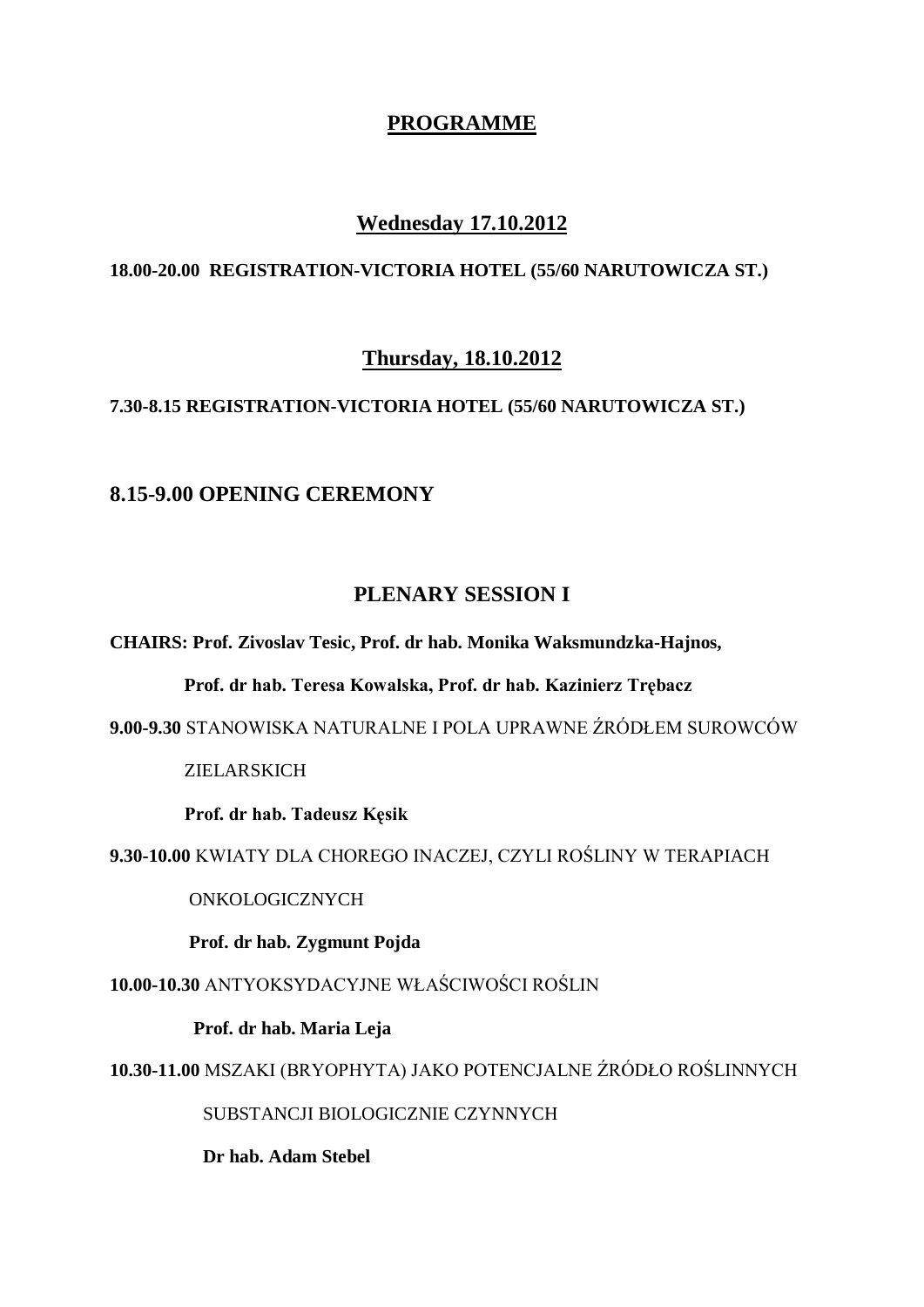# PROGRAMME

## Wednesday 17.10.2012

**18.00-20.00 REGISTRATION-VICTORIA HOTEL (55/60 NARUTOWICZA ST.)**

## Thursday, 18.10.2012

**7.30-8.15 REGISTRATION-VICTORIA HOTEL (55/60 NARUTOWICZA ST.)**

### 8.15-9.00 OPENING CEREMONY

### PLENARY SESSION I

**CHAIRS: Prof. Zivoslav Tesic, Prof. dr hab. Monika Waksmundzka-Hajnos, Prof. dr hab. Teresa Kowalska, Prof. dr hab. Kazinierz Trębacz**

**9.00-9.30** STANOWISKA NATURALNE I POLA UPRAWNE ŹRÓDŁEM SUROWCÓW ZIELARSKICH

**Prof. dr hab. Tadeusz Kęsik**

**9.30-10.00** KWIATY DLA CHOREGO INACZEJ, CZYLI ROŚLINY W TERAPIACH ONKOLOGICZNYCH

**Prof. dr hab. Zygmunt Pojda**

**10.00-10.30** ANTYOKSYDACYJNE WŁAŚCIWOŚCI ROŚLIN

**Prof. dr hab. Maria Leja**

**10.30-11.00** MSZAKI (BRYOPHYTA) JAKO POTENCJALNE ŹRÓDŁO ROŚLINNYCH SUBSTANCJI BIOLOGICZNIE CZYNNYCH

**Dr hab. Adam Stebel**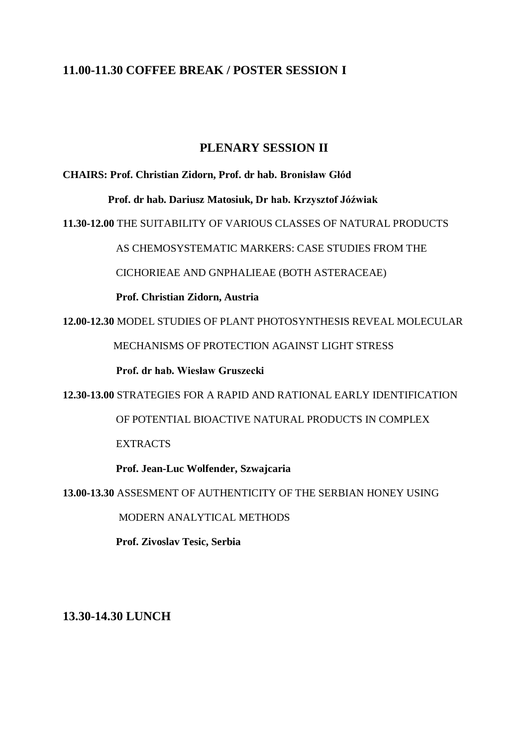## 11.00-11.30 COFFEE BREAK / POSTER SESSION I

## PLENARY SESSION II

**CHAIRS: Prof. Christian Zidorn, Prof. dr hab. Bronisław Głód**

**Prof. dr hab. Dariusz Matosiuk, Dr hab. Krzysztof Jóźwiak**

**11.30-12.00** THE SUITABILITY OF VARIOUS CLASSES OF NATURAL PRODUCTS AS CHEMOSYSTEMATIC MARKERS: CASE STUDIES FROM THE CICHORIEAE AND GNPHALIEAE (BOTH ASTERACEAE)

**Prof. Christian Zidorn, Austria**

**12.00-12.30** MODEL STUDIES OF PLANT PHOTOSYNTHESIS REVEAL MOLECULAR MECHANISMS OF PROTECTION AGAINST LIGHT STRESS

**Prof. dr hab. Wiesław Gruszecki**

**12.30-13.00** STRATEGIES FOR A RAPID AND RATIONAL EARLY IDENTIFICATION OF POTENTIAL BIOACTIVE NATURAL PRODUCTS IN COMPLEX EXTRACTS

**Prof. Jean-Luc Wolfender, Szwajcaria**

**13.00-13.30** ASSESMENT OF AUTHENTICITY OF THE SERBIAN HONEY USING MODERN ANALYTICAL METHODS

**Prof. Zivoslav Tesic, Serbia**

## 13.30-14.30 LUNCH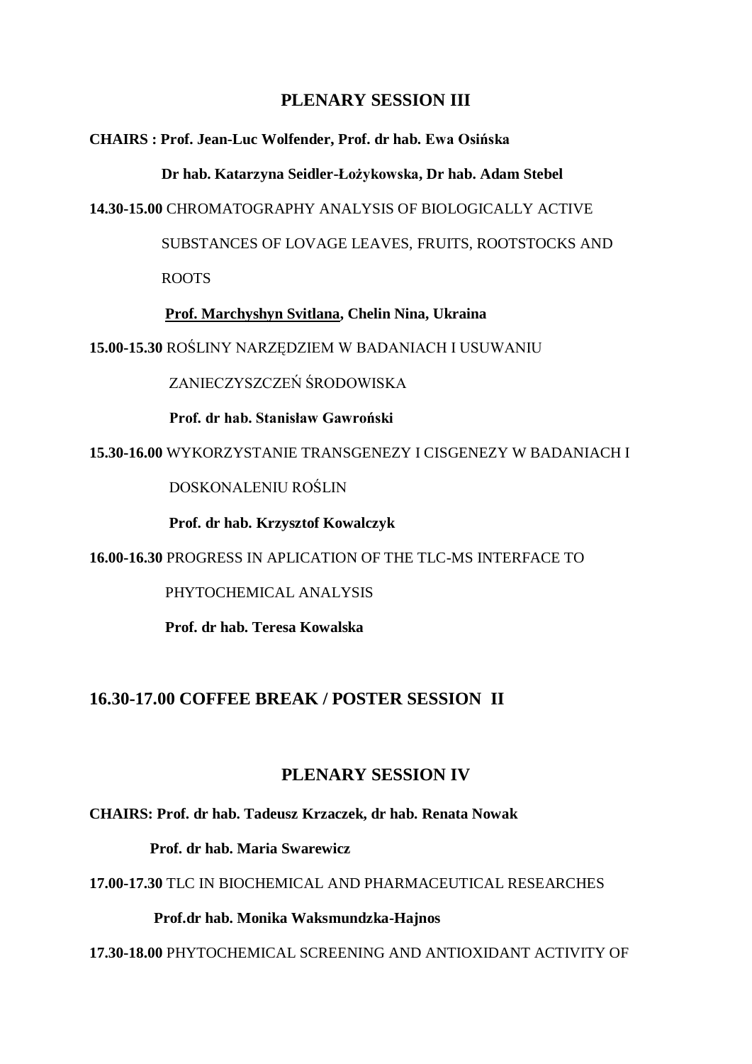## PLENARY SESSION III

**CHAIRS : Prof. Jean-Luc Wolfender, Prof. dr hab. Ewa Osińska**

**Dr hab. Katarzyna Seidler-Łożykowska, Dr hab. Adam Stebel**

**14.30-15.00** CHROMATOGRAPHY ANALYSIS OF BIOLOGICALLY ACTIVE SUBSTANCES OF LOVAGE LEAVES, FRUITS, ROOTSTOCKS AND ROOTS

**Prof. Marchyshyn Svitlana, Chelin Nina, Ukraina**

**15.00-15.30** ROŚLINY NARZĘDZIEM W BADANIACH I USUWANIU ZANIECZYSZCZEŃ ŚRODOWISKA

**Prof. dr hab. Stanisław Gawroński**

**15.30-16.00** WYKORZYSTANIE TRANSGENEZY I CISGENEZY W BADANIACH I DOSKONALENIU ROŚLIN

**Prof. dr hab. Krzysztof Kowalczyk**

**16.00-16.30** PROGRESS IN APLICATION OF THE TLC-MS INTERFACE TO PHYTOCHEMICAL ANALYSIS

**Prof. dr hab. Teresa Kowalska**

## 16.30-17.00 COFFEE BREAK / POSTER SESSION II

## PLENARY SESSION IV

**CHAIRS: Prof. dr hab. Tadeusz Krzaczek, dr hab. Renata Nowak**

**Prof. dr hab. Maria Swarewicz**

**17.00-17.30** TLC IN BIOCHEMICAL AND PHARMACEUTICAL RESEARCHES

**Prof.dr hab. Monika Waksmundzka-Hajnos**

**17.30-18.00** PHYTOCHEMICAL SCREENING AND ANTIOXIDANT ACTIVITY OF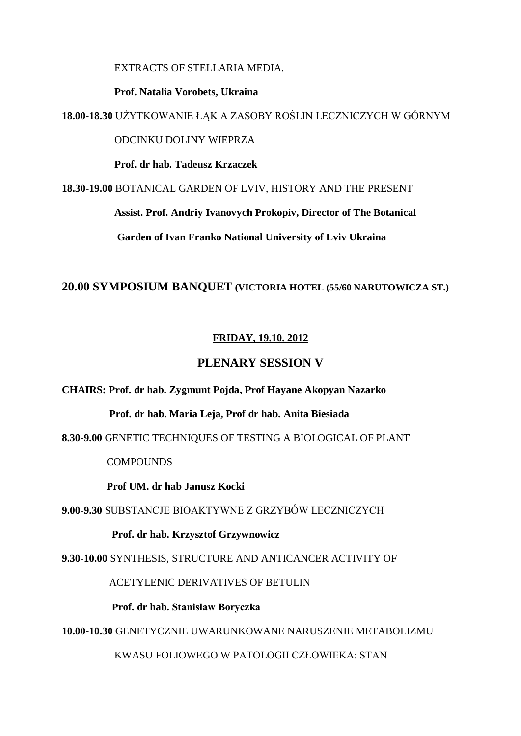EXTRACTS OF STELLARIA MEDIA.

**Prof. Natalia Vorobets, Ukraina**

**18.00-18.30** UŻYTKOWANIE ŁĄK A ZASOBY ROŚLIN LECZNICZYCH W GÓRNYM ODCINKU DOLINY WIEPRZA

**Prof. dr hab. Tadeusz Krzaczek**

**18.30-19.00** BOTANICAL GARDEN OF LVIV, HISTORY AND THE PRESENT

**Assist. Prof. Andriy Ivanovych Prokopiv, Director of The Botanical Garden of Ivan Franko National University of Lviv Ukraina**

## 20.00 SYMPOSIUM BANQUET (VICTORIA HOTEL (55/60 NARUTOWICZA ST.)

**FRIDAY, 19.10. 2012**

## PLENARY SESSION V

**CHAIRS: Prof. dr hab. Zygmunt Pojda, Prof Hayane Akopyan Nazarko**

**Prof. dr hab. Maria Leja, Prof dr hab. Anita Biesiada**

**8.30-9.00** GENETIC TECHNIQUES OF TESTING A BIOLOGICAL OF PLANT COMPOUNDS

**Prof UM. dr hab Janusz Kocki**

**9.00-9.30** SUBSTANCJE BIOAKTYWNE Z GRZYBÓW LECZNICZYCH

**Prof. dr hab. Krzysztof Grzywnowicz**

**9.30-10.00** SYNTHESIS, STRUCTURE AND ANTICANCER ACTIVITY OF ACETYLENIC DERIVATIVES OF BETULIN

**Prof. dr hab. Stanisław Boryczka**

**10.00-10.30** GENETYCZNIE UWARUNKOWANE NARUSZENIE METABOLIZMU KWASU FOLIOWEGO W PATOLOGII CZŁOWIEKA: STAN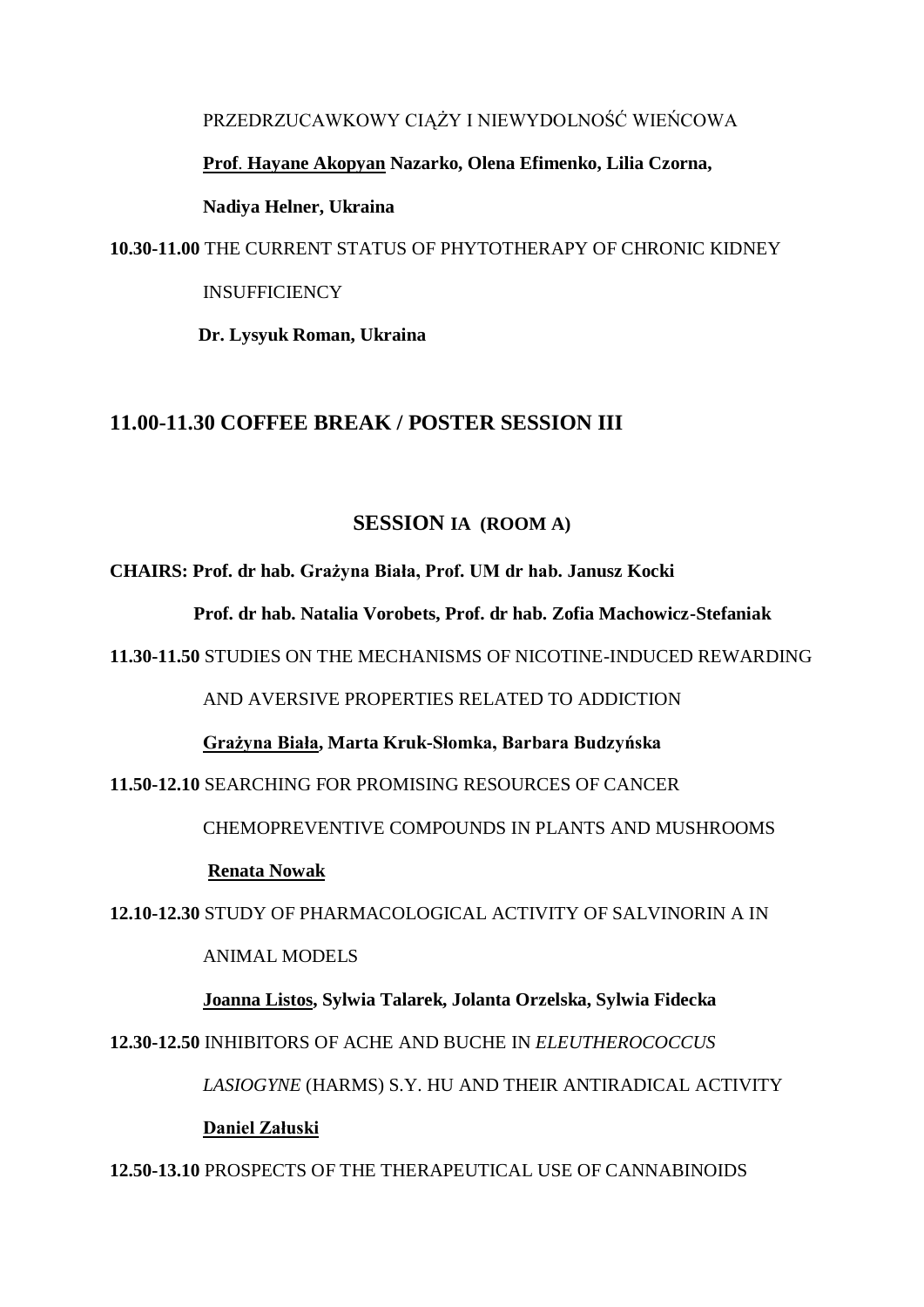PRZEDRZUCAWKOWY CIĄŻY I NIEWYDOLNOŚĆ WIEŃCOWA

**Prof. Hayane Akopyan Nazarko, Olena Efimenko, Lilia Czorna, Nadiya Helner, Ukraina**

**10.30-11.00** THE CURRENT STATUS OF PHYTOTHERAPY OF CHRONIC KIDNEY INSUFFICIENCY

**Dr. Lysyuk Roman, Ukraina**

## 11.00-11.30 COFFEE BREAK / POSTER SESSION III

## SESSION IA (ROOM A)

**CHAIRS: Prof. dr hab. Grażyna Biała, Prof. UM dr hab. Janusz Kocki**

**Prof. dr hab. Natalia Vorobets, Prof. dr hab. Zofia Machowicz-Stefaniak**

**11.30-11.50** STUDIES ON THE MECHANISMS OF NICOTINE-INDUCED REWARDING AND AVERSIVE PROPERTIES RELATED TO ADDICTION

**Grażyna Biała, Marta Kruk-Słomka, Barbara Budzyńska**

**11.50-12.10** SEARCHING FOR PROMISING RESOURCES OF CANCER CHEMOPREVENTIVE COMPOUNDS IN PLANTS AND MUSHROOMS

**Renata Nowak**

**12.10-12.30** STUDY OF PHARMACOLOGICAL ACTIVITY OF SALVINORIN A IN ANIMAL MODELS

**Joanna Listos, Sylwia Talarek, Jolanta Orzelska, Sylwia Fidecka**

**12.30-12.50** INHIBITORS OF ACHE AND BUCHE IN *ELEUTHEROCOCCUS LASIOGYNE* (HARMS) S.Y. HU AND THEIR ANTIRADICAL ACTIVITY

**Daniel Załuski**

**12.50-13.10** PROSPECTS OF THE THERAPEUTICAL USE OF CANNABINOIDS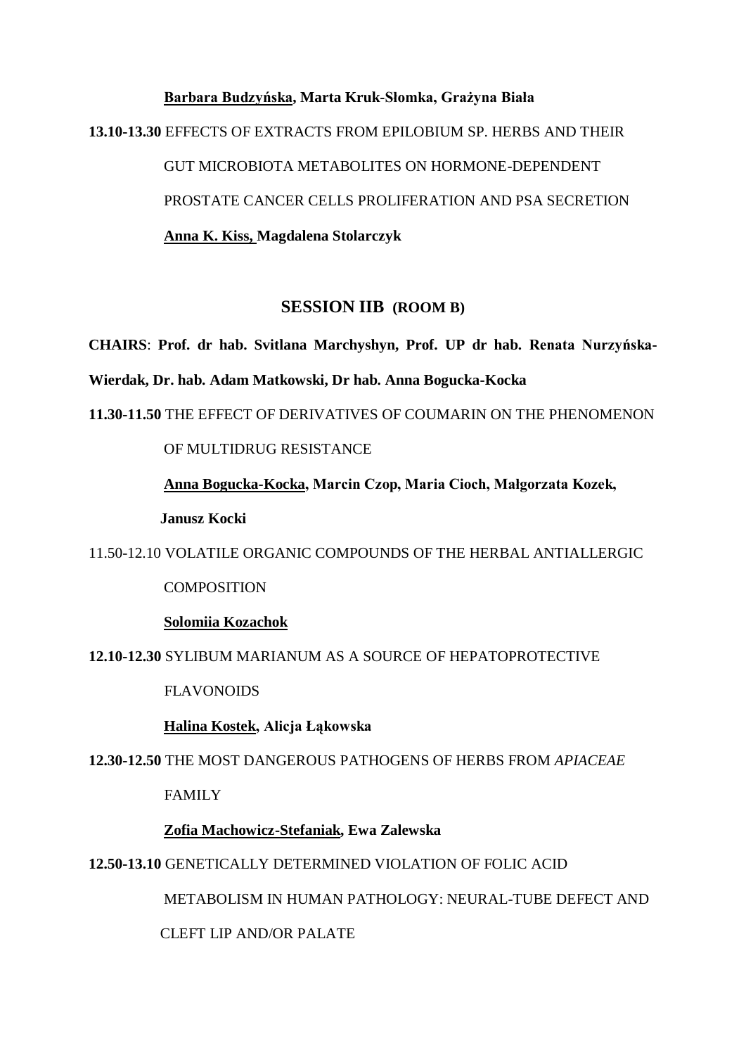**Barbara Budzyńska, Marta Kruk-Słomka, Grażyna Biała**

**13.10-13.30** EFFECTS OF EXTRACTS FROM EPILOBIUM SP. HERBS AND THEIR GUT MICROBIOTA METABOLITES ON HORMONE-DEPENDENT PROSTATE CANCER CELLS PROLIFERATION AND PSA SECRETION

**Anna K. Kiss, Magdalena Stolarczyk**

## SESSION IIB (ROOM B)

**CHAIRS**: **Prof. dr hab. Svitlana Marchyshyn, Prof. UP dr hab. Renata Nurzyńska-Wierdak, Dr. hab. Adam Matkowski, Dr hab. Anna Bogucka-Kocka**

**11.30-11.50** THE EFFECT OF DERIVATIVES OF COUMARIN ON THE PHENOMENON OF MULTIDRUG RESISTANCE

**Anna Bogucka-Kocka, Marcin Czop, Maria Cioch, Małgorzata Kozek, Janusz Kocki**

11.50-12.10 VOLATILE ORGANIC COMPOUNDS OF THE HERBAL ANTIALLERGIC COMPOSITION

**Solomiia Kozachok**

**12.10-12.30** SYLIBUM MARIANUM AS A SOURCE OF HEPATOPROTECTIVE FLAVONOIDS

**Halina Kostek, Alicja Łąkowska**

**12.30-12.50** THE MOST DANGEROUS PATHOGENS OF HERBS FROM *APIACEAE* FAMILY

**Zofia Machowicz-Stefaniak, Ewa Zalewska**

**12.50-13.10** GENETICALLY DETERMINED VIOLATION OF FOLIC ACID METABOLISM IN HUMAN PATHOLOGY: NEURAL-TUBE DEFECT AND CLEFT LIP AND/OR PALATE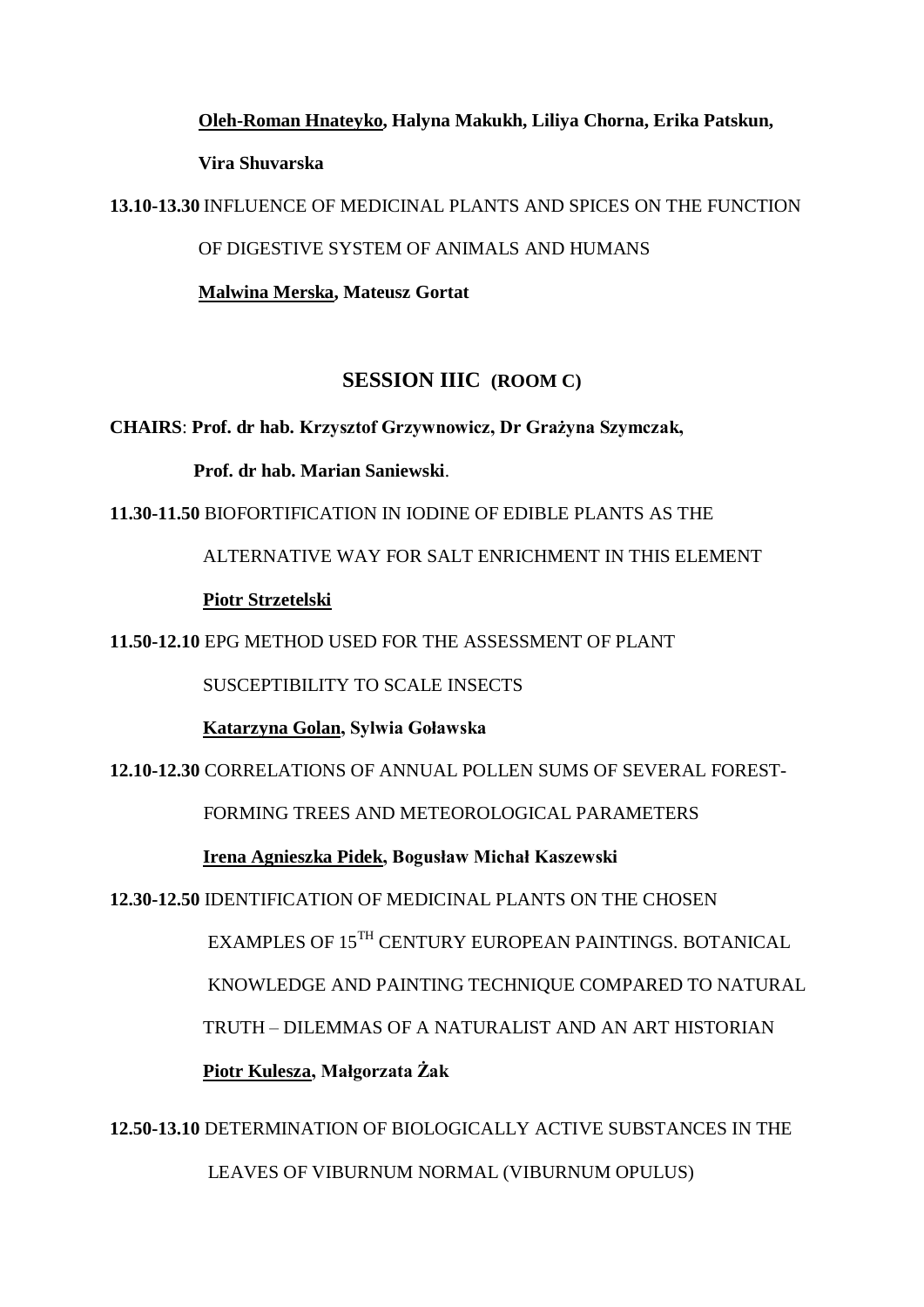**<u>Oleh-Roman Hnateyko</u>, Halyna Makukh, Liliya Chorna, Erika Patskun, Vira Shuvarska**

**13.10-13.30** INFLUENCE OF MEDICINAL PLANTS AND SPICES ON THE FUNCTION OF DIGESTIVE SYSTEM OF ANIMALS AND HUMANS

**<u>Malwina Merska</u>, Mateusz Gortat**

## SESSION IIIC (ROOM C)

**CHAIRS**: **Prof. dr hab. Krzysztof Grzywnowicz, Dr Grażyna Szymczak, Prof. dr hab. Marian Saniewski**.

**11.30-11.50** BIOFORTIFICATION IN IODINE OF EDIBLE PLANTS AS THE ALTERNATIVE WAY FOR SALT ENRICHMENT IN THIS ELEMENT

**<u>Piotr Strzetelski</u>**

**11.50-12.10** EPG METHOD USED FOR THE ASSESSMENT OF PLANT SUSCEPTIBILITY TO SCALE INSECTS

**<u>Katarzyna Golan</u>, Sylwia Goławska**

**12.10-12.30** CORRELATIONS OF ANNUAL POLLEN SUMS OF SEVERAL FOREST-FORMING TREES AND METEOROLOGICAL PARAMETERS

**<u>Irena Agnieszka Pidek</u>, Bogusław Michał Kaszewski**

**12.30-12.50** IDENTIFICATION OF MEDICINAL PLANTS ON THE CHOSEN EXAMPLES OF 15TH CENTURY EUROPEAN PAINTINGS. BOTANICAL KNOWLEDGE AND PAINTING TECHNIQUE COMPARED TO NATURAL TRUTH – DILEMMAS OF A NATURALIST AND AN ART HISTORIAN

**<u>Piotr Kulesza</u>, Małgorzata Żak**

**12.50-13.10** DETERMINATION OF BIOLOGICALLY ACTIVE SUBSTANCES IN THE LEAVES OF VIBURNUM NORMAL (VIBURNUM OPULUS)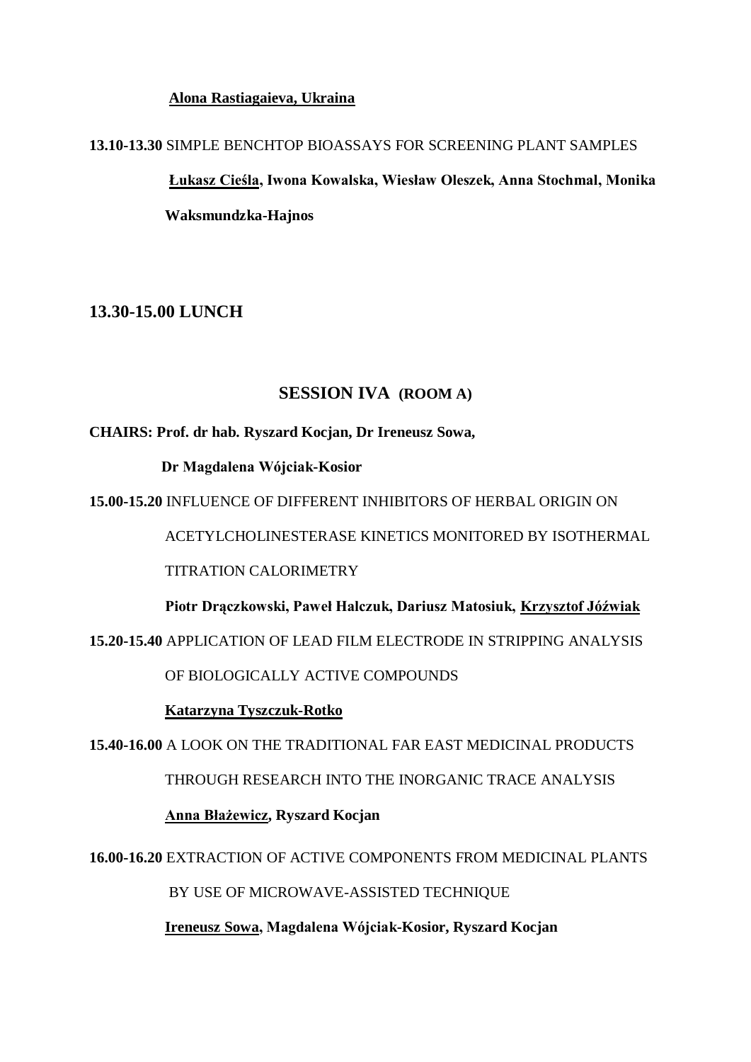**<u>Alona Rastiagaieva, Ukraina</u>**

**13.10-13.30** SIMPLE BENCHTOP BIOASSAYS FOR SCREENING PLANT SAMPLES

**<u>Łukasz Cieśla</u>, Iwona Kowalska, Wiesław Oleszek, Anna Stochmal, Monika Waksmundzka-Hajnos**

## 13.30-15.00 LUNCH

## SESSION IVA (ROOM A)

**CHAIRS: Prof. dr hab. Ryszard Kocjan, Dr Ireneusz Sowa, Dr Magdalena Wójciak-Kosior**

**15.00-15.20** INFLUENCE OF DIFFERENT INHIBITORS OF HERBAL ORIGIN ON ACETYLCHOLINESTERASE KINETICS MONITORED BY ISOTHERMAL TITRATION CALORIMETRY

**Piotr Drączkowski, Paweł Halczuk, Dariusz Matosiuk, <u>Krzysztof Jóźwiak</u>**

**15.20-15.40** APPLICATION OF LEAD FILM ELECTRODE IN STRIPPING ANALYSIS OF BIOLOGICALLY ACTIVE COMPOUNDS

**<u>Katarzyna Tyszczuk-Rotko</u>**

**15.40-16.00** A LOOK ON THE TRADITIONAL FAR EAST MEDICINAL PRODUCTS THROUGH RESEARCH INTO THE INORGANIC TRACE ANALYSIS

**<u>Anna Błażewicz</u>, Ryszard Kocjan**

**16.00-16.20** EXTRACTION OF ACTIVE COMPONENTS FROM MEDICINAL PLANTS BY USE OF MICROWAVE-ASSISTED TECHNIQUE

**<u>Ireneusz Sowa</u>, Magdalena Wójciak-Kosior, Ryszard Kocjan**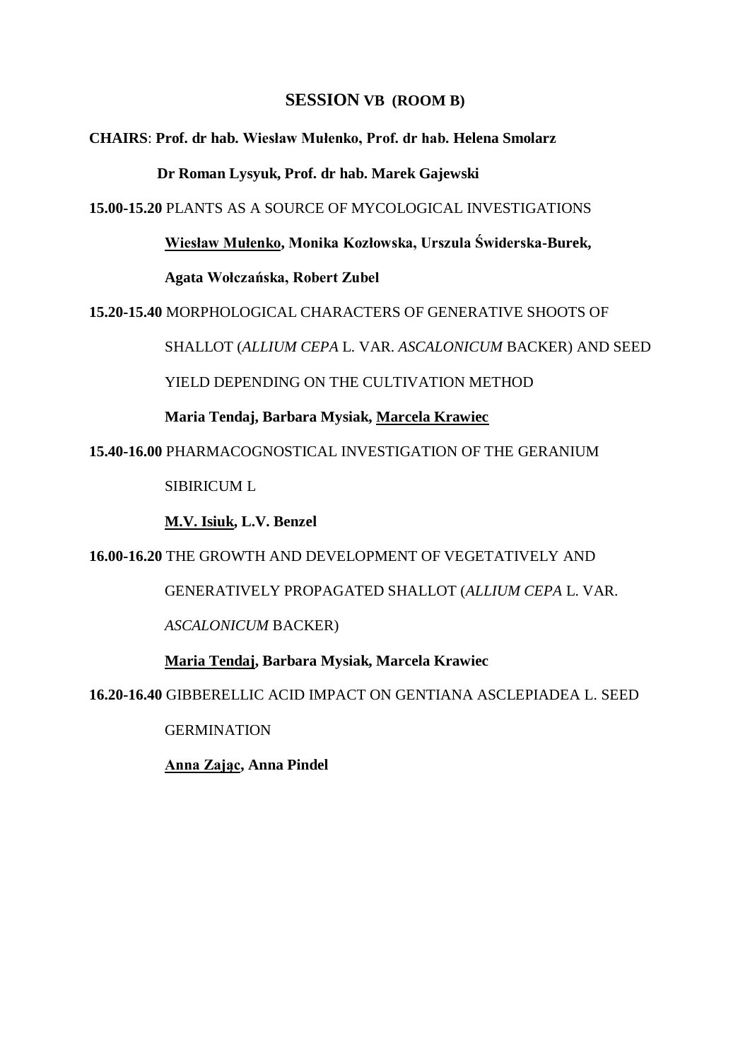## SESSION VB (ROOM B)

**CHAIRS**: **Prof. dr hab. Wiesław Mułenko, Prof. dr hab. Helena Smolarz**

**Dr Roman Lysyuk, Prof. dr hab. Marek Gajewski**

**15.00-15.20** PLANTS AS A SOURCE OF MYCOLOGICAL INVESTIGATIONS

**<u>Wiesław Mułenko</u>, Monika Kozłowska, Urszula Świderska-Burek, Agata Wołczańska, Robert Zubel**

**15.20-15.40** MORPHOLOGICAL CHARACTERS OF GENERATIVE SHOOTS OF SHALLOT (*ALLIUM CEPA* L. VAR. *ASCALONICUM* BACKER) AND SEED YIELD DEPENDING ON THE CULTIVATION METHOD

**Maria Tendaj, Barbara Mysiak, <u>Marcela Krawiec</u>**

**15.40-16.00** PHARMACOGNOSTICAL INVESTIGATION OF THE GERANIUM SIBIRICUM L

**<u>M.V. Isiuk</u>, L.V. Benzel**

**16.00-16.20** THE GROWTH AND DEVELOPMENT OF VEGETATIVELY AND GENERATIVELY PROPAGATED SHALLOT (*ALLIUM CEPA* L. VAR. *ASCALONICUM* BACKER)

**<u>Maria Tendaj</u>, Barbara Mysiak, Marcela Krawiec**

**16.20-16.40** GIBBERELLIC ACID IMPACT ON GENTIANA ASCLEPIADEA L. SEED GERMINATION

**<u>Anna Zając</u>, Anna Pindel**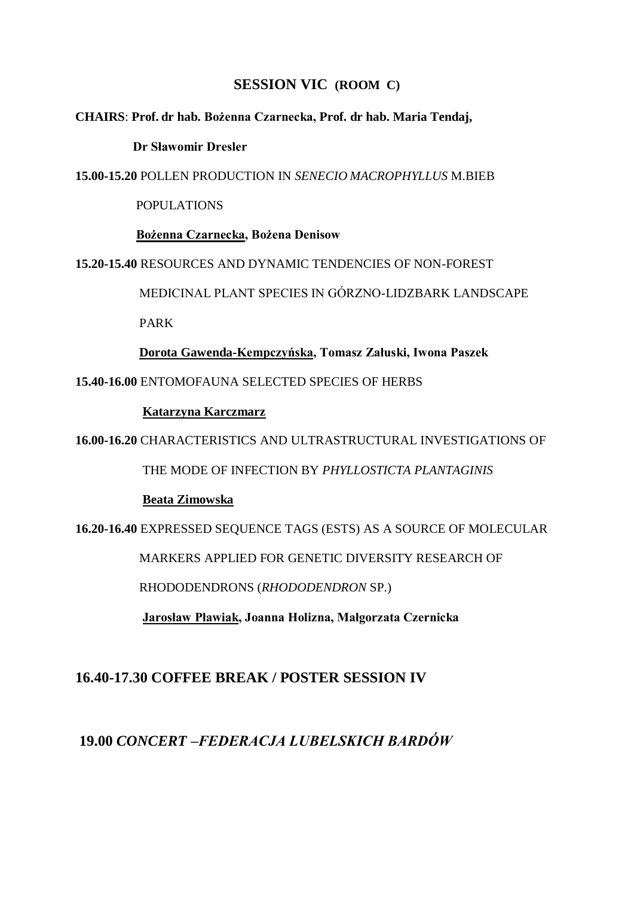## SESSION VIC (ROOM C)

**CHAIRS**: **Prof. dr hab. Bożenna Czarnecka, Prof. dr hab. Maria Tendaj, Dr Sławomir Dresler**

**15.00-15.20** POLLEN PRODUCTION IN *SENECIO MACROPHYLLUS* M.BIEB POPULATIONS

**Bożenna Czarnecka, Bożena Denisow**

**15.20-15.40** RESOURCES AND DYNAMIC TENDENCIES OF NON-FOREST MEDICINAL PLANT SPECIES IN GÓRZNO-LIDZBARK LANDSCAPE PARK

**Dorota Gawenda-Kempczyńska, Tomasz Załuski, Iwona Paszek**

**15.40-16.00** ENTOMOFAUNA SELECTED SPECIES OF HERBS

**Katarzyna Karczmarz**

**16.00-16.20** CHARACTERISTICS AND ULTRASTRUCTURAL INVESTIGATIONS OF THE MODE OF INFECTION BY *PHYLLOSTICTA PLANTAGINIS*

**Beata Zimowska**

**16.20-16.40** EXPRESSED SEQUENCE TAGS (ESTS) AS A SOURCE OF MOLECULAR MARKERS APPLIED FOR GENETIC DIVERSITY RESEARCH OF RHODODENDRONS (*RHODODENDRON* SP.)

**Jarosław Pławiak, Joanna Holizna, Małgorzata Czernicka**

## 16.40-17.30 COFFEE BREAK / POSTER SESSION IV

## 19.00 *CONCERT –FEDERACJA LUBELSKICH BARDÓW*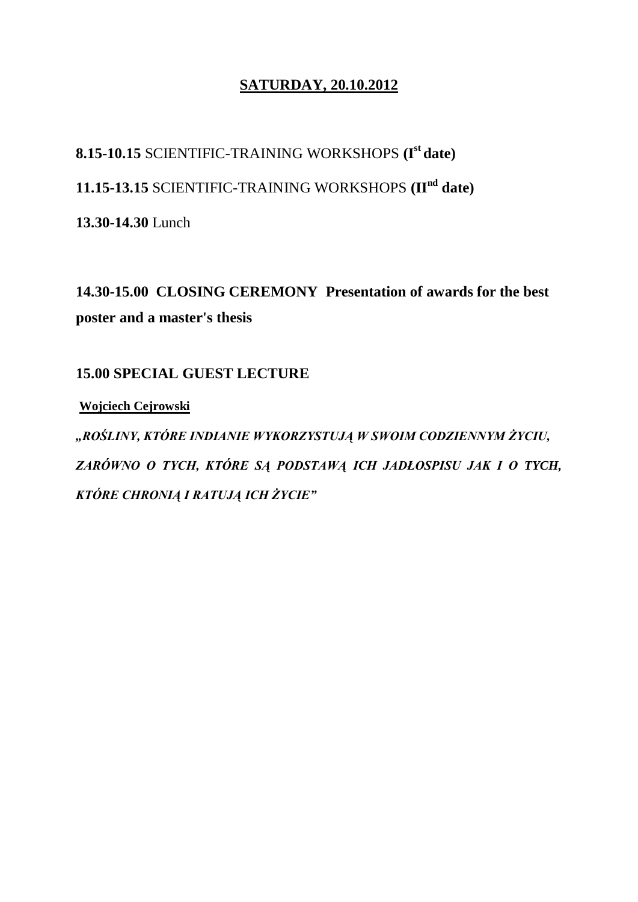## SATURDAY, 20.10.2012

**8.15-10.15** SCIENTIFIC-TRAINING WORKSHOPS **(I st date)**

**11.15-13.15** SCIENTIFIC-TRAINING WORKSHOPS **(II nd date)**

**13.30-14.30** Lunch

**14.30-15.00 CLOSING CEREMONY Presentation of awards for the best poster and a master's thesis**

**15.00 SPECIAL GUEST LECTURE**

**Wojciech Cejrowski**

***„ROŚLINY, KTÓRE INDIANIE WYKORZYSTUJĄ W SWOIM CODZIENNYM ŻYCIU, ZARÓWNO O TYCH, KTÓRE SĄ PODSTAWĄ ICH JADŁOSPISU JAK I O TYCH, KTÓRE CHRONIĄ I RATUJĄ ICH ŻYCIE"***